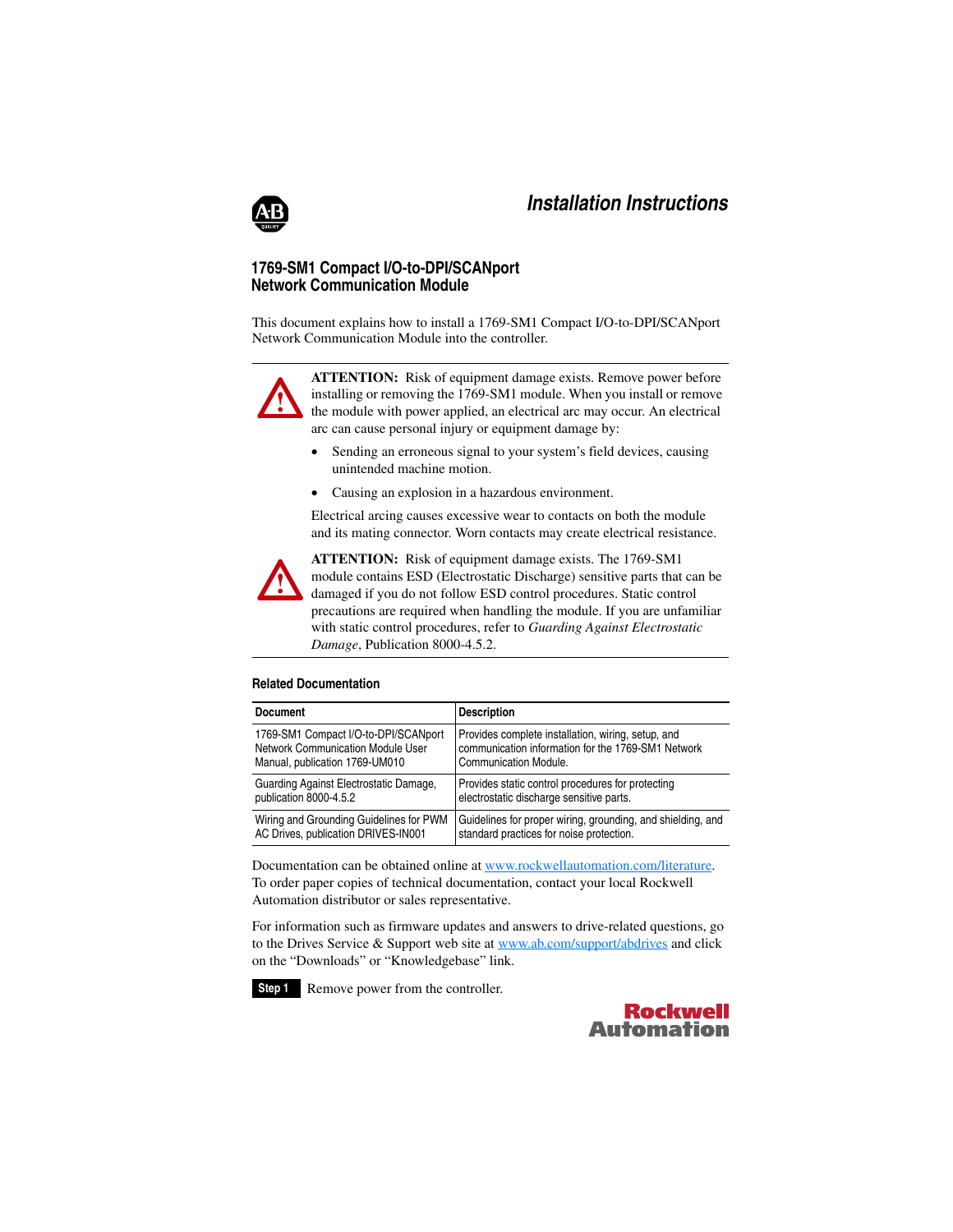*Installation Instructions*

# 1769-SM1 Compact I/O-to-DPI/SCANport Network Communication Module

This document explains how to install a 1769-SM1 Compact I/O-to-DPI/SCANport Network Communication Module into the controller.

**ATTENTION:** Risk of equipment damage exists. Remove power before installing or removing the 1769-SM1 module. When you install or remove the module with power applied, an electrical arc may occur. An electrical arc can cause personal injury or equipment damage by:

- Sending an erroneous signal to your system's field devices, causing unintended machine motion.
- Causing an explosion in a hazardous environment.

Electrical arcing causes excessive wear to contacts on both the module and its mating connector. Worn contacts may create electrical resistance.

**ATTENTION:** Risk of equipment damage exists. The 1769-SM1 module contains ESD (Electrostatic Discharge) sensitive parts that can be damaged if you do not follow ESD control procedures. Static control precautions are required when handling the module. If you are unfamiliar with static control procedures, refer to *Guarding Against Electrostatic Damage*, Publication 8000-4.5.2.

### Related Documentation

| Document | Description |
| --- | --- |
| 1769-SM1 Compact I/O-to-DPI/SCANport Network Communication Module User Manual, publication 1769-UM010 | Provides complete installation, wiring, setup, and communication information for the 1769-SM1 Network Communication Module. |
| Guarding Against Electrostatic Damage, publication 8000-4.5.2 | Provides static control procedures for protecting electrostatic discharge sensitive parts. |
| Wiring and Grounding Guidelines for PWM AC Drives, publication DRIVES-IN001 | Guidelines for proper wiring, grounding, and shielding, and standard practices for noise protection. |

Documentation can be obtained online at www.rockwellautomation.com/literature. To order paper copies of technical documentation, contact your local Rockwell Automation distributor or sales representative.

For information such as firmware updates and answers to drive-related questions, go to the Drives Service & Support web site at www.ab.com/support/abdrives and click on the "Downloads" or "Knowledgebase" link.

**Step 1** Remove power from the controller.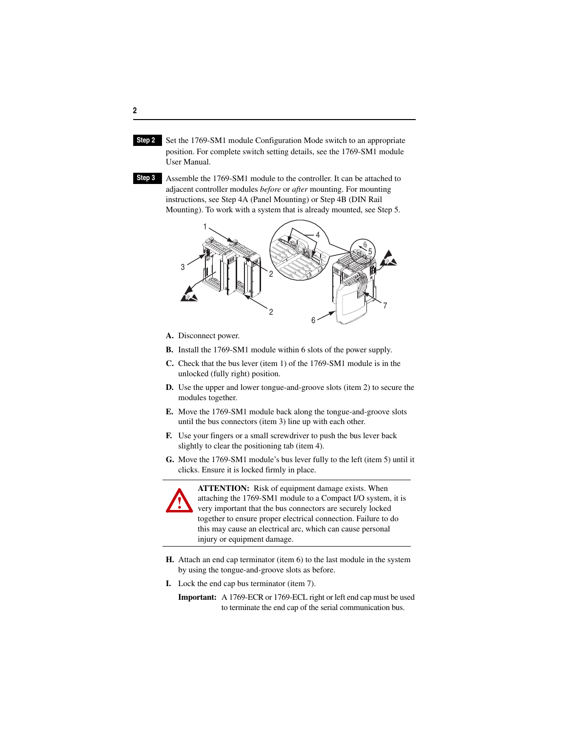**Step 2** Set the 1769-SM1 module Configuration Mode switch to an appropriate position. For complete switch setting details, see the 1769-SM1 module User Manual.

**Step 3** Assemble the 1769-SM1 module to the controller. It can be attached to adjacent controller modules *before* or *after* mounting. For mounting instructions, see Step 4A (Panel Mounting) or Step 4B (DIN Rail Mounting). To work with a system that is already mounted, see Step 5.

**A.** Disconnect power.

**B.** Install the 1769-SM1 module within 6 slots of the power supply.

**C.** Check that the bus lever (item 1) of the 1769-SM1 module is in the unlocked (fully right) position.

**D.** Use the upper and lower tongue-and-groove slots (item 2) to secure the modules together.

**E.** Move the 1769-SM1 module back along the tongue-and-groove slots until the bus connectors (item 3) line up with each other.

**F.** Use your fingers or a small screwdriver to push the bus lever back slightly to clear the positioning tab (item 4).

**G.** Move the 1769-SM1 module's bus lever fully to the left (item 5) until it clicks. Ensure it is locked firmly in place.

> **ATTENTION:** Risk of equipment damage exists. When attaching the 1769-SM1 module to a Compact I/O system, it is very important that the bus connectors are securely locked together to ensure proper electrical connection. Failure to do this may cause an electrical arc, which can cause personal injury or equipment damage.

**H.** Attach an end cap terminator (item 6) to the last module in the system by using the tongue-and-groove slots as before.

**I.** Lock the end cap bus terminator (item 7).

**Important:** A 1769-ECR or 1769-ECL right or left end cap must be used to terminate the end cap of the serial communication bus.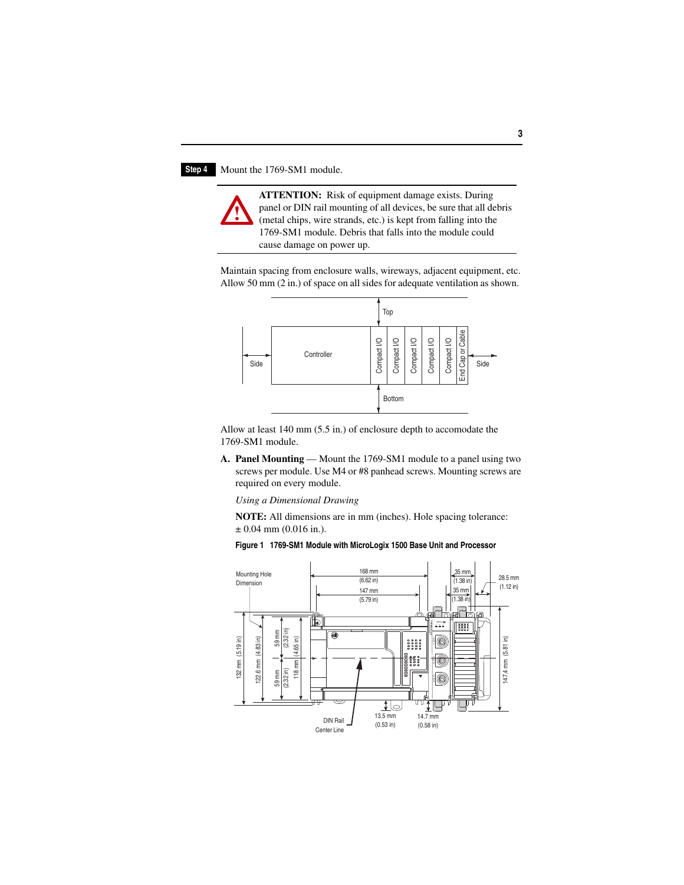**Step 4** Mount the 1769-SM1 module.

> **ATTENTION:** Risk of equipment damage exists. During panel or DIN rail mounting of all devices, be sure that all debris (metal chips, wire strands, etc.) is kept from falling into the 1769-SM1 module. Debris that falls into the module could cause damage on power up.

Maintain spacing from enclosure walls, wireways, adjacent equipment, etc. Allow 50 mm (2 in.) of space on all sides for adequate ventilation as shown.

Allow at least 140 mm (5.5 in.) of enclosure depth to accomodate the 1769-SM1 module.

**A. Panel Mounting** — Mount the 1769-SM1 module to a panel using two screws per module. Use M4 or #8 panhead screws. Mounting screws are required on every module.

*Using a Dimensional Drawing*

**NOTE:** All dimensions are in mm (inches). Hole spacing tolerance: ± 0.04 mm (0.016 in.).

**Figure 1 1769-SM1 Module with MicroLogix 1500 Base Unit and Processor**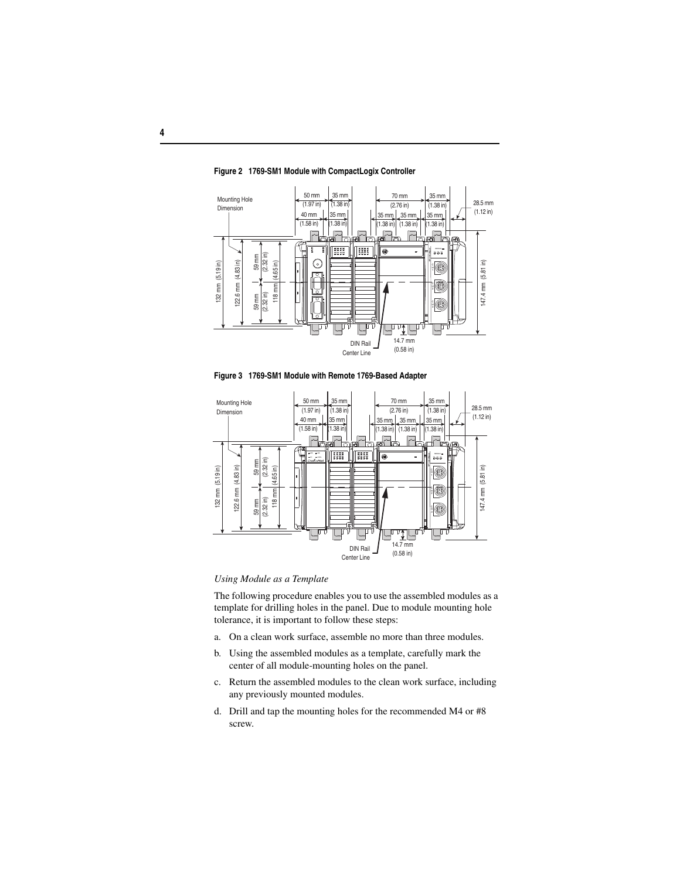**Figure 2 1769-SM1 Module with CompactLogix Controller**

**Figure 3 1769-SM1 Module with Remote 1769-Based Adapter**

*Using Module as a Template*

The following procedure enables you to use the assembled modules as a template for drilling holes in the panel. Due to module mounting hole tolerance, it is important to follow these steps:

a. On a clean work surface, assemble no more than three modules.

b. Using the assembled modules as a template, carefully mark the center of all module-mounting holes on the panel.

c. Return the assembled modules to the clean work surface, including any previously mounted modules.

d. Drill and tap the mounting holes for the recommended M4 or #8 screw.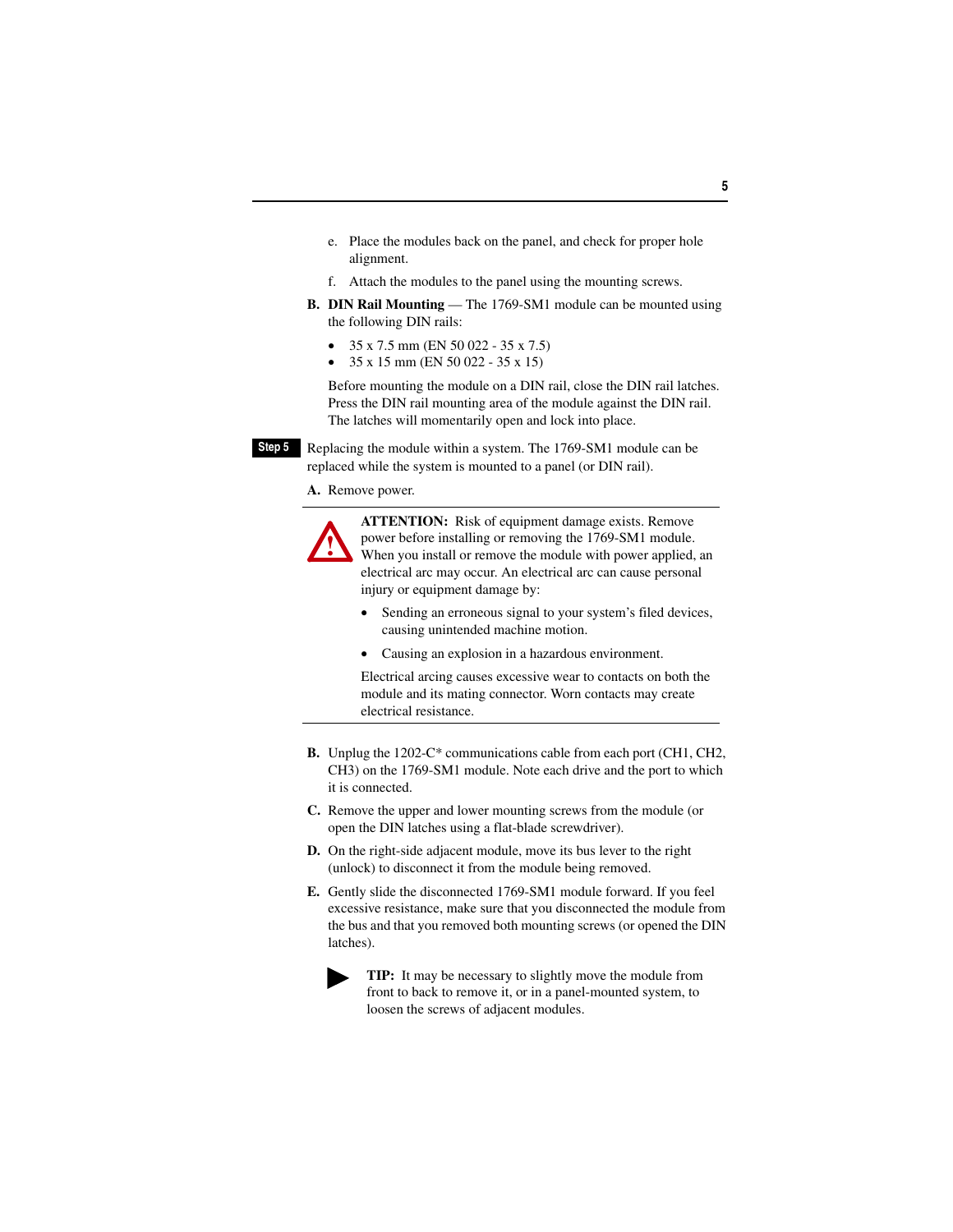e. Place the modules back on the panel, and check for proper hole alignment.

f. Attach the modules to the panel using the mounting screws.

**B. DIN Rail Mounting** — The 1769-SM1 module can be mounted using the following DIN rails:

- 35 x 7.5 mm (EN 50 022 - 35 x 7.5)
- 35 x 15 mm (EN 50 022 - 35 x 15)

Before mounting the module on a DIN rail, close the DIN rail latches. Press the DIN rail mounting area of the module against the DIN rail. The latches will momentarily open and lock into place.

**Step 5** Replacing the module within a system. The 1769-SM1 module can be replaced while the system is mounted to a panel (or DIN rail).

**A.** Remove power.

> **ATTENTION:** Risk of equipment damage exists. Remove power before installing or removing the 1769-SM1 module. When you install or remove the module with power applied, an electrical arc may occur. An electrical arc can cause personal injury or equipment damage by:
>
> - Sending an erroneous signal to your system's filed devices, causing unintended machine motion.
> - Causing an explosion in a hazardous environment.
>
> Electrical arcing causes excessive wear to contacts on both the module and its mating connector. Worn contacts may create electrical resistance.

**B.** Unplug the 1202-C* communications cable from each port (CH1, CH2, CH3) on the 1769-SM1 module. Note each drive and the port to which it is connected.

**C.** Remove the upper and lower mounting screws from the module (or open the DIN latches using a flat-blade screwdriver).

**D.** On the right-side adjacent module, move its bus lever to the right (unlock) to disconnect it from the module being removed.

**E.** Gently slide the disconnected 1769-SM1 module forward. If you feel excessive resistance, make sure that you disconnected the module from the bus and that you removed both mounting screws (or opened the DIN latches).

> **TIP:** It may be necessary to slightly move the module from front to back to remove it, or in a panel-mounted system, to loosen the screws of adjacent modules.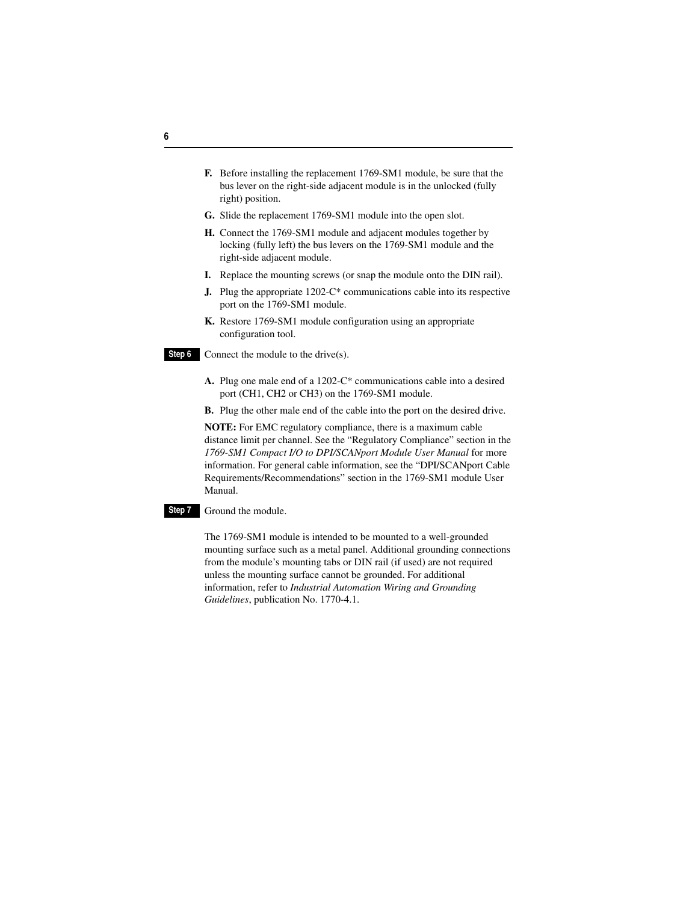**F.** Before installing the replacement 1769-SM1 module, be sure that the bus lever on the right-side adjacent module is in the unlocked (fully right) position.

**G.** Slide the replacement 1769-SM1 module into the open slot.

**H.** Connect the 1769-SM1 module and adjacent modules together by locking (fully left) the bus levers on the 1769-SM1 module and the right-side adjacent module.

**I.** Replace the mounting screws (or snap the module onto the DIN rail).

**J.** Plug the appropriate 1202-C* communications cable into its respective port on the 1769-SM1 module.

**K.** Restore 1769-SM1 module configuration using an appropriate configuration tool.

**Step 6** Connect the module to the drive(s).

**A.** Plug one male end of a 1202-C* communications cable into a desired port (CH1, CH2 or CH3) on the 1769-SM1 module.

**B.** Plug the other male end of the cable into the port on the desired drive.

**NOTE:** For EMC regulatory compliance, there is a maximum cable distance limit per channel. See the "Regulatory Compliance" section in the *1769-SM1 Compact I/O to DPI/SCANport Module User Manual* for more information. For general cable information, see the "DPI/SCANport Cable Requirements/Recommendations" section in the 1769-SM1 module User Manual.

**Step 7** Ground the module.

The 1769-SM1 module is intended to be mounted to a well-grounded mounting surface such as a metal panel. Additional grounding connections from the module's mounting tabs or DIN rail (if used) are not required unless the mounting surface cannot be grounded. For additional information, refer to *Industrial Automation Wiring and Grounding Guidelines*, publication No. 1770-4.1.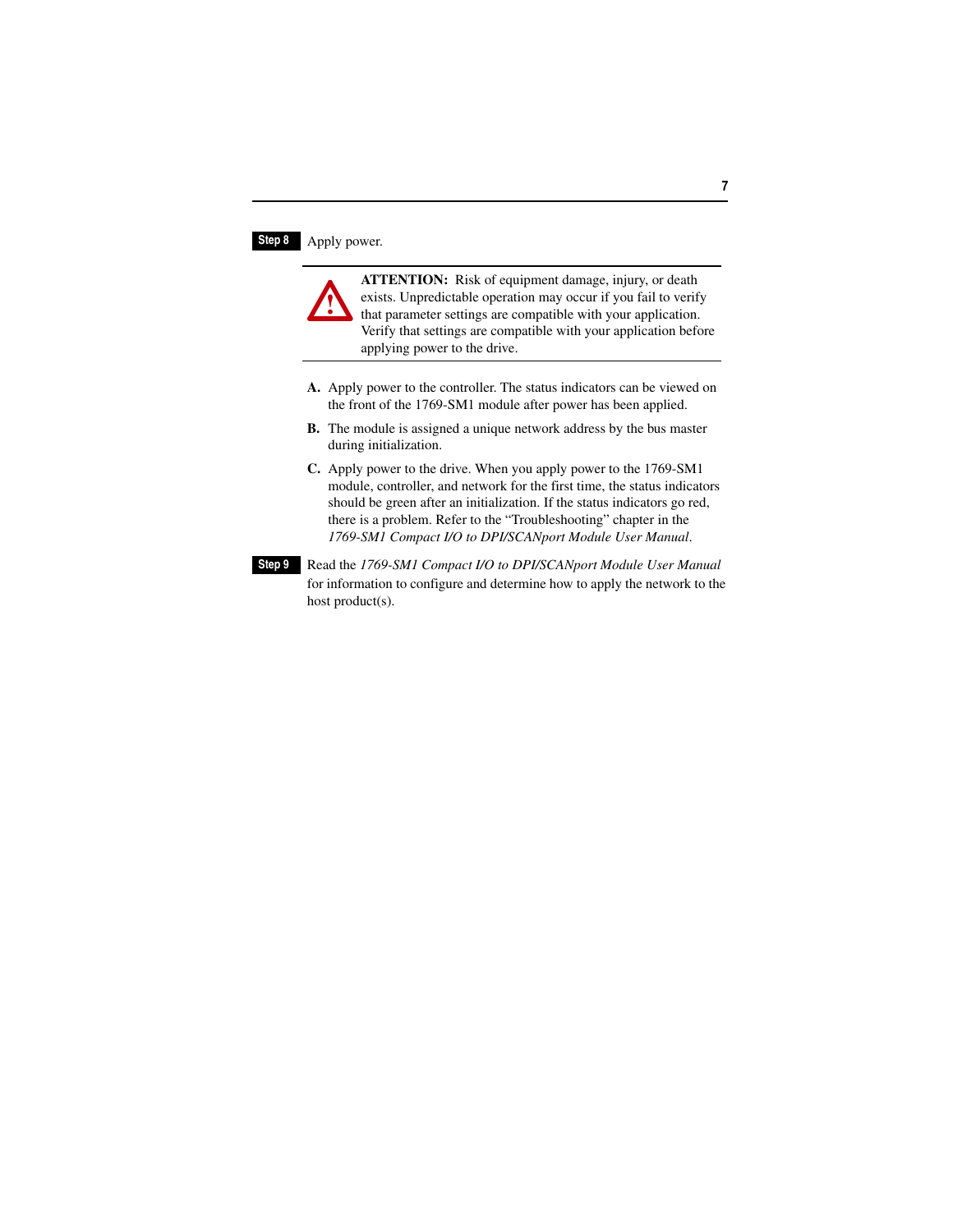**Step 8** Apply power.

> **ATTENTION:** Risk of equipment damage, injury, or death exists. Unpredictable operation may occur if you fail to verify that parameter settings are compatible with your application. Verify that settings are compatible with your application before applying power to the drive.

**A.** Apply power to the controller. The status indicators can be viewed on the front of the 1769-SM1 module after power has been applied.

**B.** The module is assigned a unique network address by the bus master during initialization.

**C.** Apply power to the drive. When you apply power to the 1769-SM1 module, controller, and network for the first time, the status indicators should be green after an initialization. If the status indicators go red, there is a problem. Refer to the "Troubleshooting" chapter in the *1769-SM1 Compact I/O to DPI/SCANport Module User Manual*.

**Step 9** Read the *1769-SM1 Compact I/O to DPI/SCANport Module User Manual* for information to configure and determine how to apply the network to the host product(s).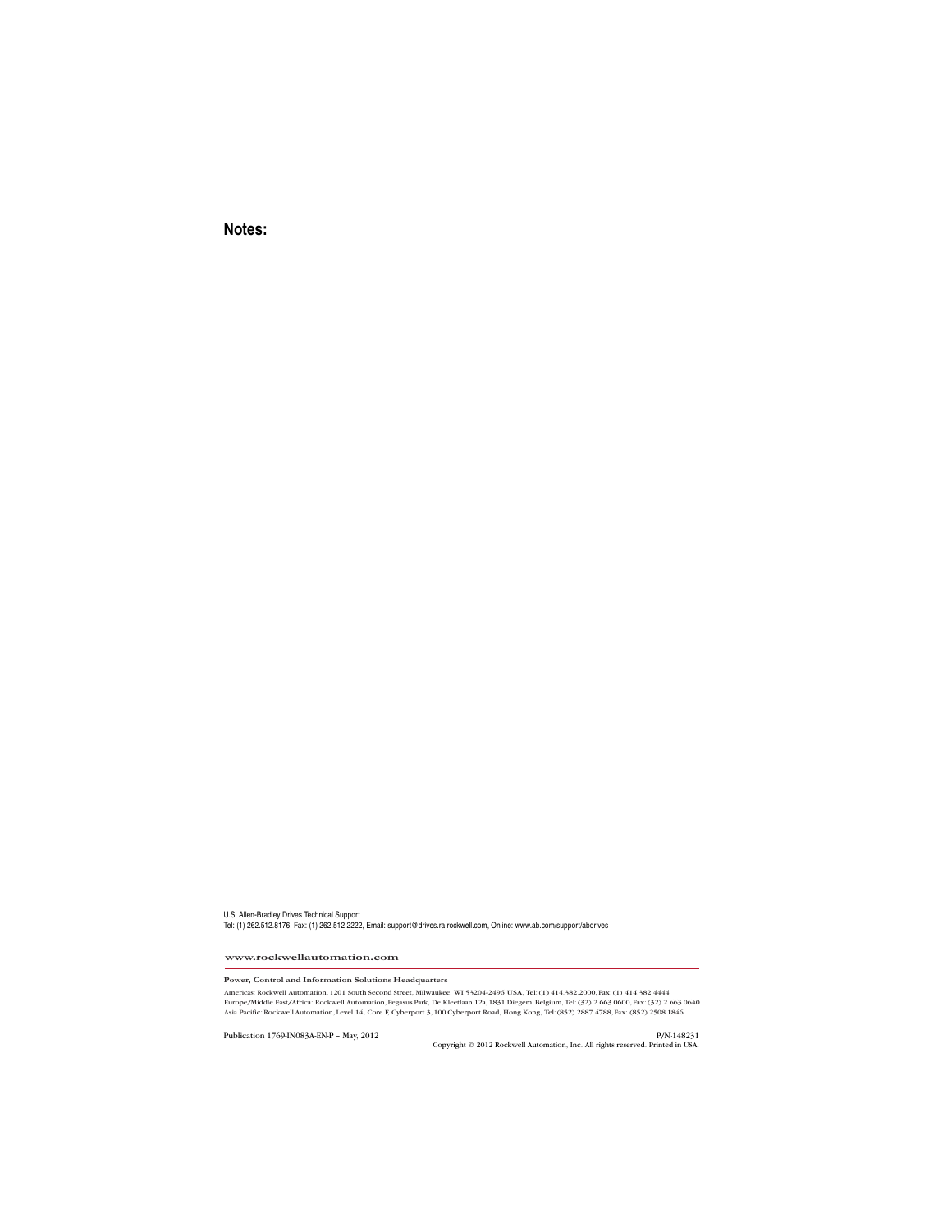**Notes:**

U.S. Allen-Bradley Drives Technical Support
Tel: (1) 262.512.8176, Fax: (1) 262.512.2222, Email: support@drives.ra.rockwell.com, Online: www.ab.com/support/abdrives

www.rockwellautomation.com

**Power, Control and Information Solutions Headquarters**

Americas: Rockwell Automation, 1201 South Second Street, Milwaukee, WI 53204-2496 USA, Tel: (1) 414.382.2000, Fax: (1) 414.382.4444
Europe/Middle East/Africa: Rockwell Automation, Pegasus Park, De Kleetlaan 12a, 1831 Diegem, Belgium, Tel: (32) 2 663 0600, Fax: (32) 2 663 0640
Asia Pacific: Rockwell Automation, Level 14, Core F, Cyberport 3, 100 Cyberport Road, Hong Kong, Tel: (852) 2887 4788, Fax: (852) 2508 1846

Publication 1769-IN083A-EN-P – May, 2012

P/N-148231

Copyright © 2012 Rockwell Automation, Inc. All rights reserved. Printed in USA.